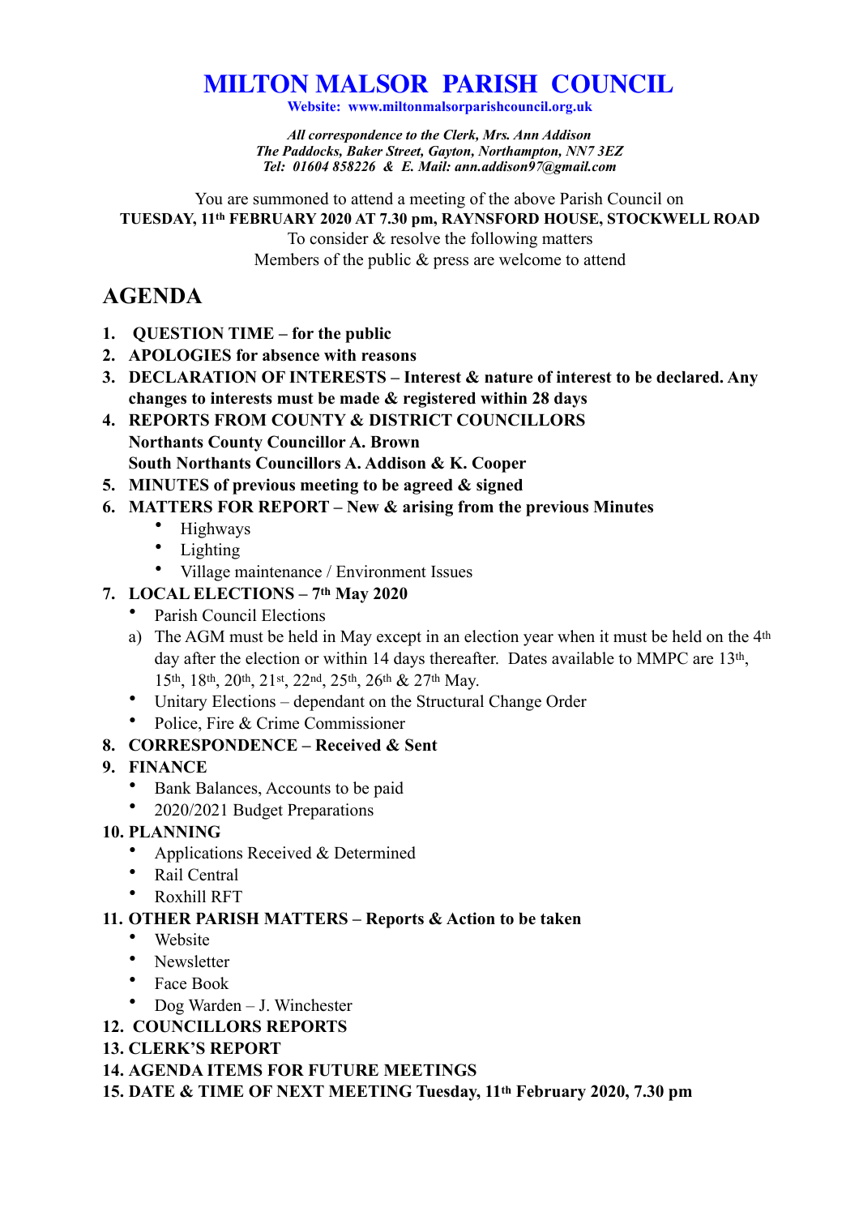# MILTON MALSOR PARISH COUNCIL

**Website: www.miltonmalsorparishcouncil.org.uk**

***All correspondence to the Clerk, Mrs. Ann Addison***
***The Paddocks, Baker Street, Gayton, Northampton, NN7 3EZ***
***Tel: 01604 858226 & E. Mail: ann.addison97@gmail.com***

You are summoned to attend a meeting of the above Parish Council on
**TUESDAY, 11th FEBRUARY 2020 AT 7.30 pm, RAYNSFORD HOUSE, STOCKWELL ROAD**
To consider & resolve the following matters
Members of the public & press are welcome to attend

## AGENDA

1. **QUESTION TIME – for the public**
2. **APOLOGIES for absence with reasons**
3. **DECLARATION OF INTERESTS – Interest & nature of interest to be declared. Any changes to interests must be made & registered within 28 days**
4. **REPORTS FROM COUNTY & DISTRICT COUNCILLORS**
   **Northants County Councillor A. Brown**
   **South Northants Councillors A. Addison & K. Cooper**
5. **MINUTES of previous meeting to be agreed & signed**
6. **MATTERS FOR REPORT – New & arising from the previous Minutes**
   - Highways
   - Lighting
   - Village maintenance / Environment Issues
7. **LOCAL ELECTIONS – 7th May 2020**
   - Parish Council Elections
   a) The AGM must be held in May except in an election year when it must be held on the 4th day after the election or within 14 days thereafter. Dates available to MMPC are 13th, 15th, 18th, 20th, 21st, 22nd, 25th, 26th & 27th May.
   - Unitary Elections – dependant on the Structural Change Order
   - Police, Fire & Crime Commissioner
8. **CORRESPONDENCE – Received & Sent**
9. **FINANCE**
   - Bank Balances, Accounts to be paid
   - 2020/2021 Budget Preparations
10. **PLANNING**
    - Applications Received & Determined
    - Rail Central
    - Roxhill RFT
11. **OTHER PARISH MATTERS – Reports & Action to be taken**
    - Website
    - Newsletter
    - Face Book
    - Dog Warden – J. Winchester
12. **COUNCILLORS REPORTS**
13. **CLERK'S REPORT**
14. **AGENDA ITEMS FOR FUTURE MEETINGS**
15. **DATE & TIME OF NEXT MEETING Tuesday, 11th February 2020, 7.30 pm**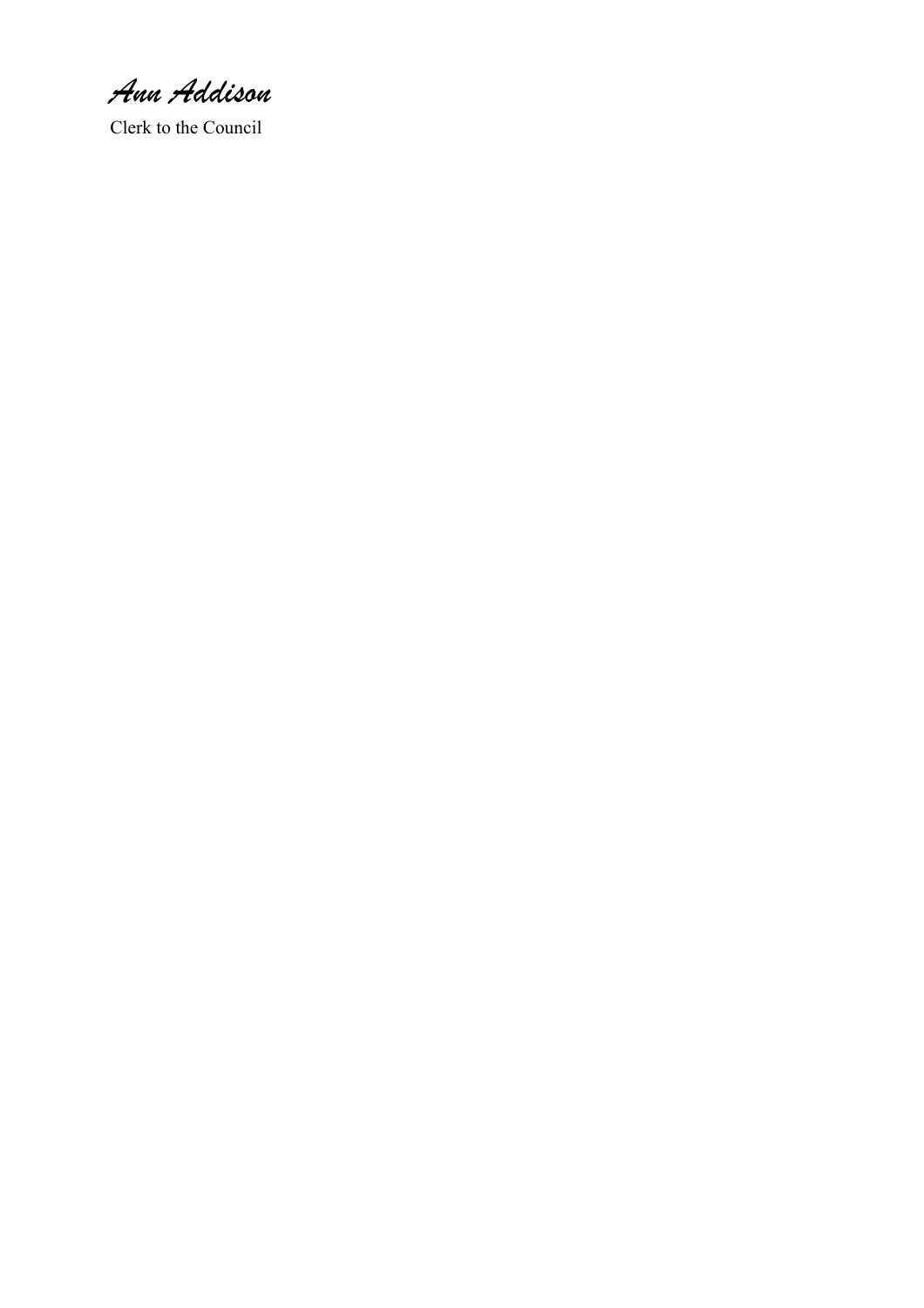*Ann Addison*

Clerk to the Council